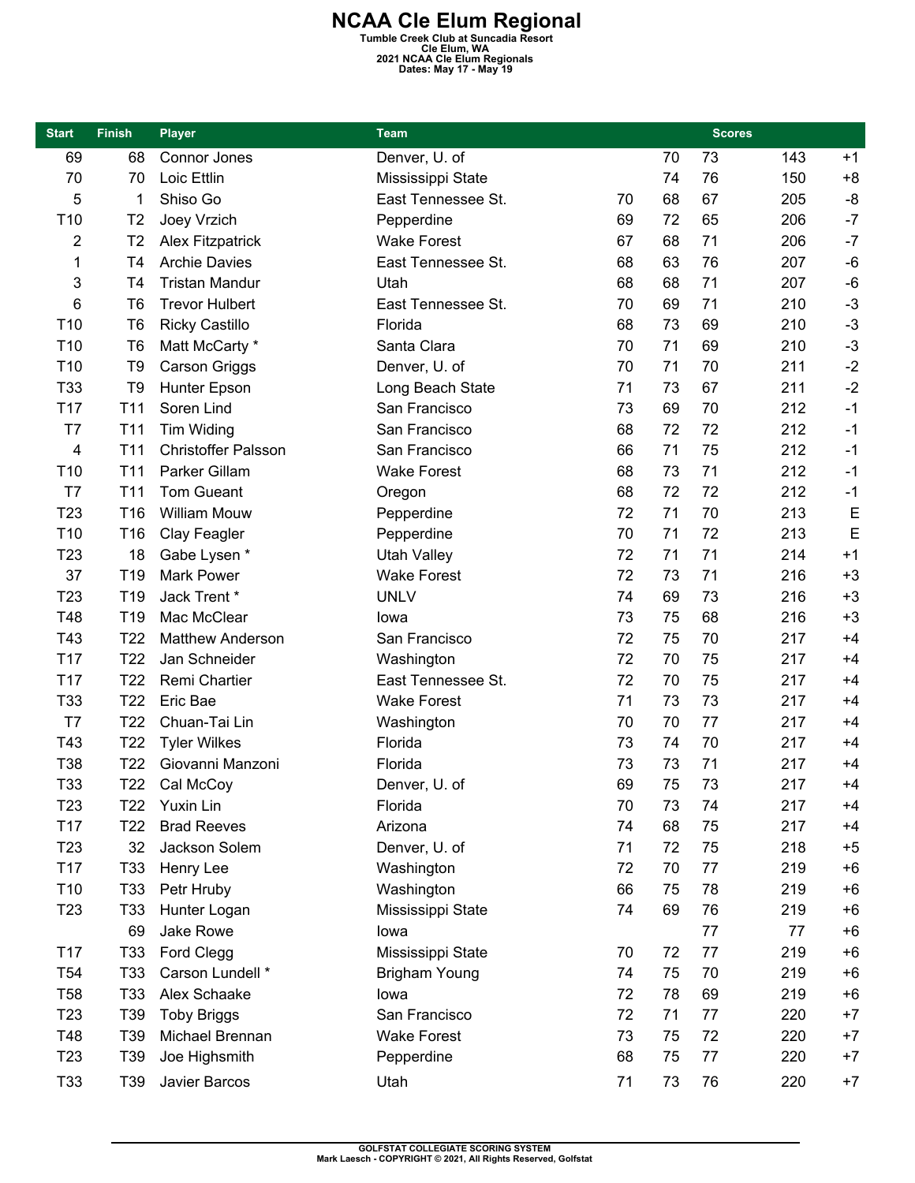# NCAA Cle Elum Regional

**Tumble Creek Club at Suncadia Resort**
**Cle Elum, WA**
**2021 NCAA Cle Elum Regionals**
**Dates: May 17 - May 19**

| Start | Finish | Player | Team | Scores | | | | |
|---|---|---|---|---|---|---|---|---|
| 69 | 68 | Connor Jones | Denver, U. of | | 70 | 73 | 143 | +1 |
| 70 | 70 | Loic Ettlin | Mississippi State | | 74 | 76 | 150 | +8 |
| 5 | 1 | Shiso Go | East Tennessee St. | 70 | 68 | 67 | 205 | -8 |
| T10 | T2 | Joey Vrzich | Pepperdine | 69 | 72 | 65 | 206 | -7 |
| 2 | T2 | Alex Fitzpatrick | Wake Forest | 67 | 68 | 71 | 206 | -7 |
| 1 | T4 | Archie Davies | East Tennessee St. | 68 | 63 | 76 | 207 | -6 |
| 3 | T4 | Tristan Mandur | Utah | 68 | 68 | 71 | 207 | -6 |
| 6 | T6 | Trevor Hulbert | East Tennessee St. | 70 | 69 | 71 | 210 | -3 |
| T10 | T6 | Ricky Castillo | Florida | 68 | 73 | 69 | 210 | -3 |
| T10 | T6 | Matt McCarty * | Santa Clara | 70 | 71 | 69 | 210 | -3 |
| T10 | T9 | Carson Griggs | Denver, U. of | 70 | 71 | 70 | 211 | -2 |
| T33 | T9 | Hunter Epson | Long Beach State | 71 | 73 | 67 | 211 | -2 |
| T17 | T11 | Soren Lind | San Francisco | 73 | 69 | 70 | 212 | -1 |
| T7 | T11 | Tim Widing | San Francisco | 68 | 72 | 72 | 212 | -1 |
| 4 | T11 | Christoffer Palsson | San Francisco | 66 | 71 | 75 | 212 | -1 |
| T10 | T11 | Parker Gillam | Wake Forest | 68 | 73 | 71 | 212 | -1 |
| T7 | T11 | Tom Gueant | Oregon | 68 | 72 | 72 | 212 | -1 |
| T23 | T16 | William Mouw | Pepperdine | 72 | 71 | 70 | 213 | E |
| T10 | T16 | Clay Feagler | Pepperdine | 70 | 71 | 72 | 213 | E |
| T23 | 18 | Gabe Lysen * | Utah Valley | 72 | 71 | 71 | 214 | +1 |
| 37 | T19 | Mark Power | Wake Forest | 72 | 73 | 71 | 216 | +3 |
| T23 | T19 | Jack Trent * | UNLV | 74 | 69 | 73 | 216 | +3 |
| T48 | T19 | Mac McClear | Iowa | 73 | 75 | 68 | 216 | +3 |
| T43 | T22 | Matthew Anderson | San Francisco | 72 | 75 | 70 | 217 | +4 |
| T17 | T22 | Jan Schneider | Washington | 72 | 70 | 75 | 217 | +4 |
| T17 | T22 | Remi Chartier | East Tennessee St. | 72 | 70 | 75 | 217 | +4 |
| T33 | T22 | Eric Bae | Wake Forest | 71 | 73 | 73 | 217 | +4 |
| T7 | T22 | Chuan-Tai Lin | Washington | 70 | 70 | 77 | 217 | +4 |
| T43 | T22 | Tyler Wilkes | Florida | 73 | 74 | 70 | 217 | +4 |
| T38 | T22 | Giovanni Manzoni | Florida | 73 | 73 | 71 | 217 | +4 |
| T33 | T22 | Cal McCoy | Denver, U. of | 69 | 75 | 73 | 217 | +4 |
| T23 | T22 | Yuxin Lin | Florida | 70 | 73 | 74 | 217 | +4 |
| T17 | T22 | Brad Reeves | Arizona | 74 | 68 | 75 | 217 | +4 |
| T23 | 32 | Jackson Solem | Denver, U. of | 71 | 72 | 75 | 218 | +5 |
| T17 | T33 | Henry Lee | Washington | 72 | 70 | 77 | 219 | +6 |
| T10 | T33 | Petr Hruby | Washington | 66 | 75 | 78 | 219 | +6 |
| T23 | T33 | Hunter Logan | Mississippi State | 74 | 69 | 76 | 219 | +6 |
| | 69 | Jake Rowe | Iowa | | | 77 | 77 | +6 |
| T17 | T33 | Ford Clegg | Mississippi State | 70 | 72 | 77 | 219 | +6 |
| T54 | T33 | Carson Lundell * | Brigham Young | 74 | 75 | 70 | 219 | +6 |
| T58 | T33 | Alex Schaake | Iowa | 72 | 78 | 69 | 219 | +6 |
| T23 | T39 | Toby Briggs | San Francisco | 72 | 71 | 77 | 220 | +7 |
| T48 | T39 | Michael Brennan | Wake Forest | 73 | 75 | 72 | 220 | +7 |
| T23 | T39 | Joe Highsmith | Pepperdine | 68 | 75 | 77 | 220 | +7 |
| T33 | T39 | Javier Barcos | Utah | 71 | 73 | 76 | 220 | +7 |

GOLFSTAT COLLEGIATE SCORING SYSTEM
Mark Laesch - COPYRIGHT © 2021, All Rights Reserved, Golfstat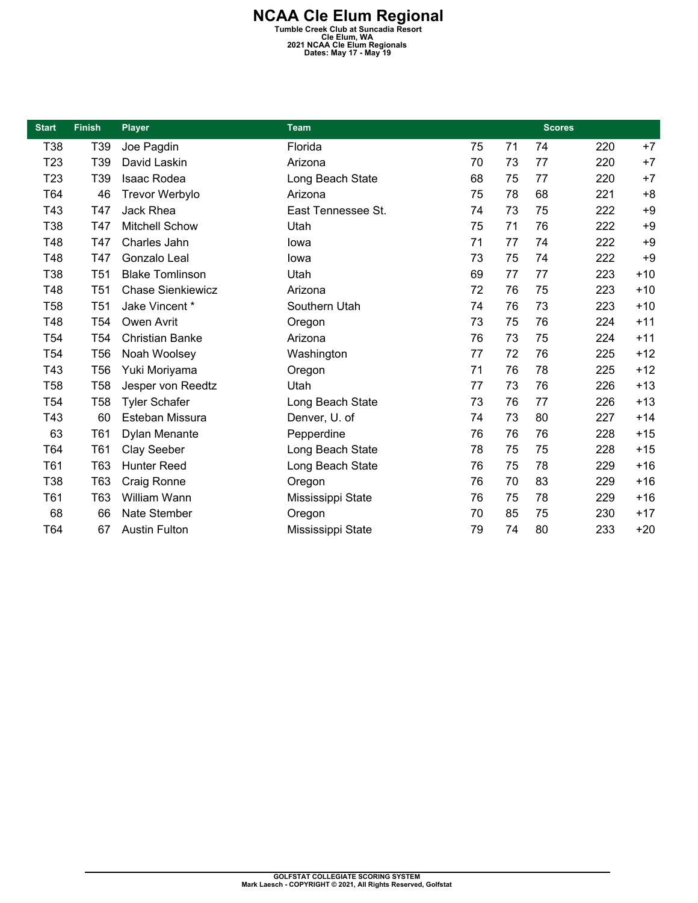# NCAA Cle Elum Regional

**Tumble Creek Club at Suncadia Resort**
**Cle Elum, WA**
**2021 NCAA Cle Elum Regionals**
**Dates: May 17 - May 19**

| Start | Finish | Player | Team | Scores | | | | |
|---|---|---|---|---|---|---|---|---|
| T38 | T39 | Joe Pagdin | Florida | 75 | 71 | 74 | 220 | +7 |
| T23 | T39 | David Laskin | Arizona | 70 | 73 | 77 | 220 | +7 |
| T23 | T39 | Isaac Rodea | Long Beach State | 68 | 75 | 77 | 220 | +7 |
| T64 | 46 | Trevor Werbylo | Arizona | 75 | 78 | 68 | 221 | +8 |
| T43 | T47 | Jack Rhea | East Tennessee St. | 74 | 73 | 75 | 222 | +9 |
| T38 | T47 | Mitchell Schow | Utah | 75 | 71 | 76 | 222 | +9 |
| T48 | T47 | Charles Jahn | Iowa | 71 | 77 | 74 | 222 | +9 |
| T48 | T47 | Gonzalo Leal | Iowa | 73 | 75 | 74 | 222 | +9 |
| T38 | T51 | Blake Tomlinson | Utah | 69 | 77 | 77 | 223 | +10 |
| T48 | T51 | Chase Sienkiewicz | Arizona | 72 | 76 | 75 | 223 | +10 |
| T58 | T51 | Jake Vincent * | Southern Utah | 74 | 76 | 73 | 223 | +10 |
| T48 | T54 | Owen Avrit | Oregon | 73 | 75 | 76 | 224 | +11 |
| T54 | T54 | Christian Banke | Arizona | 76 | 73 | 75 | 224 | +11 |
| T54 | T56 | Noah Woolsey | Washington | 77 | 72 | 76 | 225 | +12 |
| T43 | T56 | Yuki Moriyama | Oregon | 71 | 76 | 78 | 225 | +12 |
| T58 | T58 | Jesper von Reedtz | Utah | 77 | 73 | 76 | 226 | +13 |
| T54 | T58 | Tyler Schafer | Long Beach State | 73 | 76 | 77 | 226 | +13 |
| T43 | 60 | Esteban Missura | Denver, U. of | 74 | 73 | 80 | 227 | +14 |
| 63 | T61 | Dylan Menante | Pepperdine | 76 | 76 | 76 | 228 | +15 |
| T64 | T61 | Clay Seeber | Long Beach State | 78 | 75 | 75 | 228 | +15 |
| T61 | T63 | Hunter Reed | Long Beach State | 76 | 75 | 78 | 229 | +16 |
| T38 | T63 | Craig Ronne | Oregon | 76 | 70 | 83 | 229 | +16 |
| T61 | T63 | William Wann | Mississippi State | 76 | 75 | 78 | 229 | +16 |
| 68 | 66 | Nate Stember | Oregon | 70 | 85 | 75 | 230 | +17 |
| T64 | 67 | Austin Fulton | Mississippi State | 79 | 74 | 80 | 233 | +20 |

GOLFSTAT COLLEGIATE SCORING SYSTEM
Mark Laesch - COPYRIGHT © 2021, All Rights Reserved, Golfstat